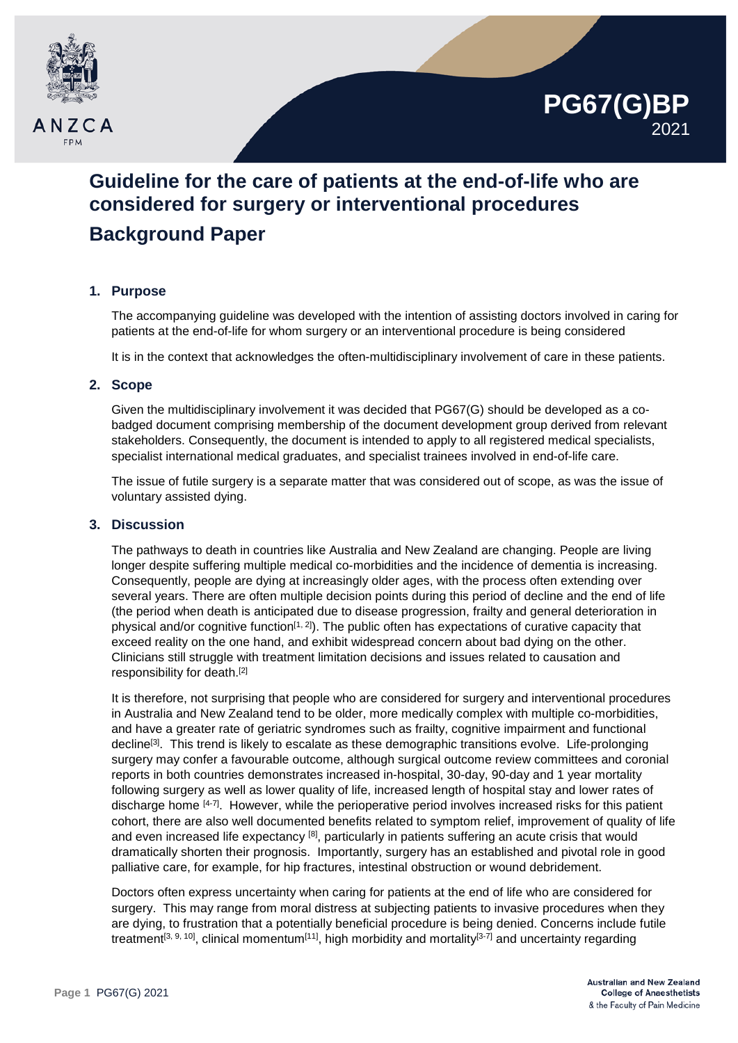# PG67(G)BP 2021

# Guideline for the care of patients at the end-of-life who are considered for surgery or interventional procedures

## Background Paper

### 1. Purpose

The accompanying guideline was developed with the intention of assisting doctors involved in caring for patients at the end-of-life for whom surgery or an interventional procedure is being considered

It is in the context that acknowledges the often-multidisciplinary involvement of care in these patients.

### 2. Scope

Given the multidisciplinary involvement it was decided that PG67(G) should be developed as a co-badged document comprising membership of the document development group derived from relevant stakeholders. Consequently, the document is intended to apply to all registered medical specialists, specialist international medical graduates, and specialist trainees involved in end-of-life care.

The issue of futile surgery is a separate matter that was considered out of scope, as was the issue of voluntary assisted dying.

### 3. Discussion

The pathways to death in countries like Australia and New Zealand are changing. People are living longer despite suffering multiple medical co-morbidities and the incidence of dementia is increasing. Consequently, people are dying at increasingly older ages, with the process often extending over several years. There are often multiple decision points during this period of decline and the end of life (the period when death is anticipated due to disease progression, frailty and general deterioration in physical and/or cognitive function[1, 2]). The public often has expectations of curative capacity that exceed reality on the one hand, and exhibit widespread concern about bad dying on the other. Clinicians still struggle with treatment limitation decisions and issues related to causation and responsibility for death.[2]

It is therefore, not surprising that people who are considered for surgery and interventional procedures in Australia and New Zealand tend to be older, more medically complex with multiple co-morbidities, and have a greater rate of geriatric syndromes such as frailty, cognitive impairment and functional decline[3]. This trend is likely to escalate as these demographic transitions evolve. Life-prolonging surgery may confer a favourable outcome, although surgical outcome review committees and coronial reports in both countries demonstrates increased in-hospital, 30-day, 90-day and 1 year mortality following surgery as well as lower quality of life, increased length of hospital stay and lower rates of discharge home [4-7]. However, while the perioperative period involves increased risks for this patient cohort, there are also well documented benefits related to symptom relief, improvement of quality of life and even increased life expectancy [8], particularly in patients suffering an acute crisis that would dramatically shorten their prognosis. Importantly, surgery has an established and pivotal role in good palliative care, for example, for hip fractures, intestinal obstruction or wound debridement.

Doctors often express uncertainty when caring for patients at the end of life who are considered for surgery. This may range from moral distress at subjecting patients to invasive procedures when they are dying, to frustration that a potentially beneficial procedure is being denied. Concerns include futile treatment[3, 9, 10], clinical momentum[11], high morbidity and mortality[3-7] and uncertainty regarding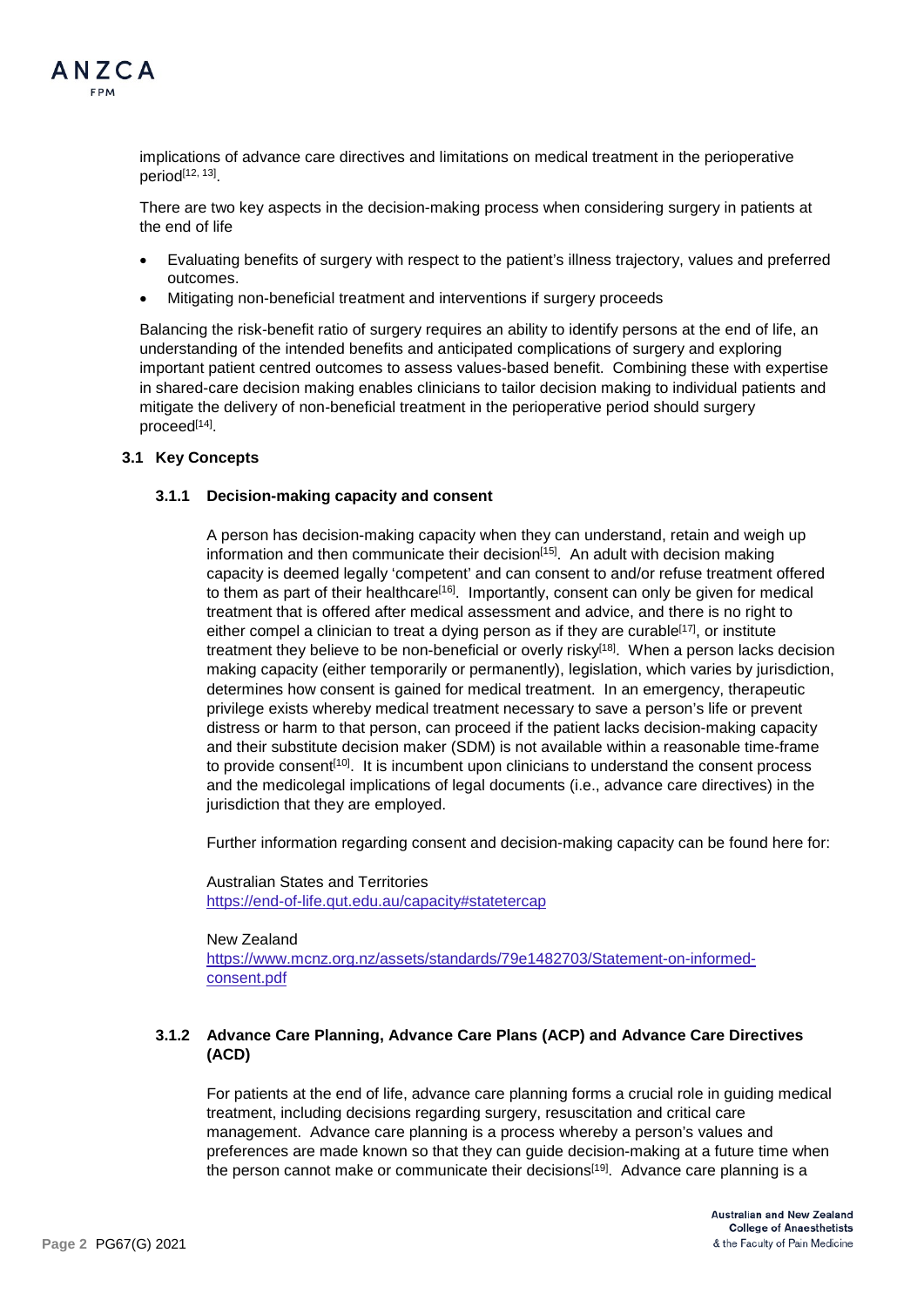implications of advance care directives and limitations on medical treatment in the perioperative period[12, 13].

There are two key aspects in the decision-making process when considering surgery in patients at the end of life

- Evaluating benefits of surgery with respect to the patient's illness trajectory, values and preferred outcomes.
- Mitigating non-beneficial treatment and interventions if surgery proceeds

Balancing the risk-benefit ratio of surgery requires an ability to identify persons at the end of life, an understanding of the intended benefits and anticipated complications of surgery and exploring important patient centred outcomes to assess values-based benefit. Combining these with expertise in shared-care decision making enables clinicians to tailor decision making to individual patients and mitigate the delivery of non-beneficial treatment in the perioperative period should surgery proceed[14].

### 3.1 Key Concepts

#### 3.1.1 Decision-making capacity and consent

A person has decision-making capacity when they can understand, retain and weigh up information and then communicate their decision[15]. An adult with decision making capacity is deemed legally 'competent' and can consent to and/or refuse treatment offered to them as part of their healthcare[16]. Importantly, consent can only be given for medical treatment that is offered after medical assessment and advice, and there is no right to either compel a clinician to treat a dying person as if they are curable[17], or institute treatment they believe to be non-beneficial or overly risky[18]. When a person lacks decision making capacity (either temporarily or permanently), legislation, which varies by jurisdiction, determines how consent is gained for medical treatment. In an emergency, therapeutic privilege exists whereby medical treatment necessary to save a person's life or prevent distress or harm to that person, can proceed if the patient lacks decision-making capacity and their substitute decision maker (SDM) is not available within a reasonable time-frame to provide consent[10]. It is incumbent upon clinicians to understand the consent process and the medicolegal implications of legal documents (i.e., advance care directives) in the jurisdiction that they are employed.

Further information regarding consent and decision-making capacity can be found here for:

Australian States and Territories
https://end-of-life.qut.edu.au/capacity#statetercap

New Zealand
https://www.mcnz.org.nz/assets/standards/79e1482703/Statement-on-informed-consent.pdf

#### 3.1.2 Advance Care Planning, Advance Care Plans (ACP) and Advance Care Directives (ACD)

For patients at the end of life, advance care planning forms a crucial role in guiding medical treatment, including decisions regarding surgery, resuscitation and critical care management. Advance care planning is a process whereby a person's values and preferences are made known so that they can guide decision-making at a future time when the person cannot make or communicate their decisions[19]. Advance care planning is a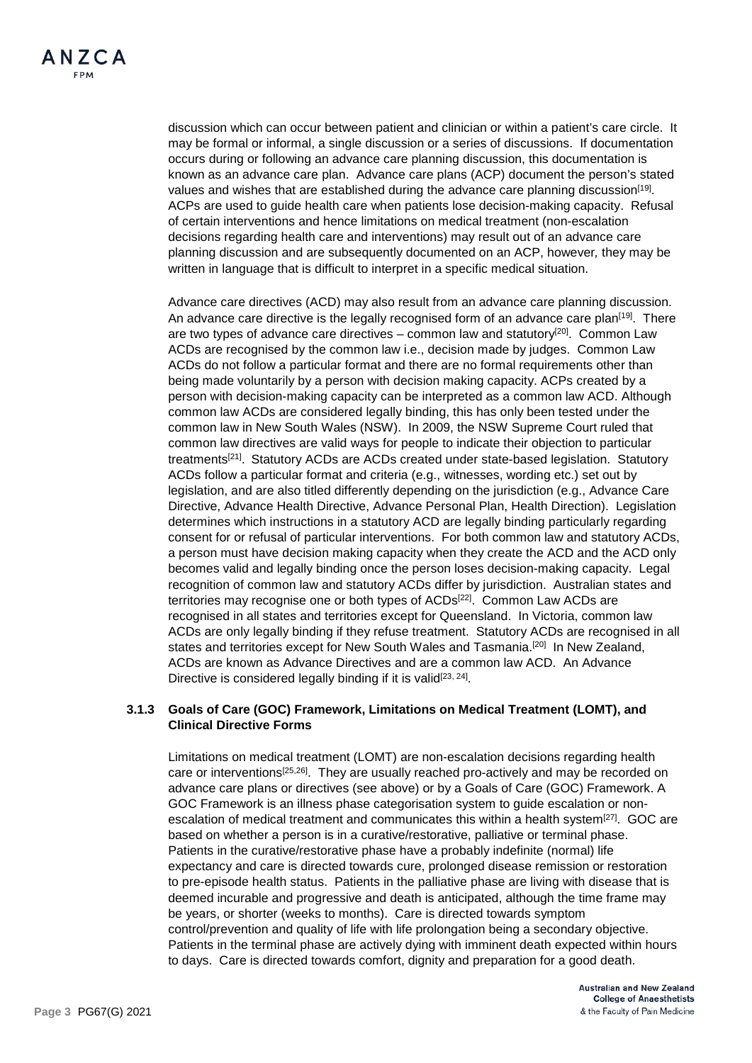discussion which can occur between patient and clinician or within a patient's care circle. It may be formal or informal, a single discussion or a series of discussions. If documentation occurs during or following an advance care planning discussion, this documentation is known as an advance care plan. Advance care plans (ACP) document the person's stated values and wishes that are established during the advance care planning discussion[19]. ACPs are used to guide health care when patients lose decision-making capacity. Refusal of certain interventions and hence limitations on medical treatment (non-escalation decisions regarding health care and interventions) may result out of an advance care planning discussion and are subsequently documented on an ACP, however, they may be written in language that is difficult to interpret in a specific medical situation.

Advance care directives (ACD) may also result from an advance care planning discussion. An advance care directive is the legally recognised form of an advance care plan[19]. There are two types of advance care directives – common law and statutory[20]. Common Law ACDs are recognised by the common law i.e., decision made by judges. Common Law ACDs do not follow a particular format and there are no formal requirements other than being made voluntarily by a person with decision making capacity. ACPs created by a person with decision-making capacity can be interpreted as a common law ACD. Although common law ACDs are considered legally binding, this has only been tested under the common law in New South Wales (NSW). In 2009, the NSW Supreme Court ruled that common law directives are valid ways for people to indicate their objection to particular treatments[21]. Statutory ACDs are ACDs created under state-based legislation. Statutory ACDs follow a particular format and criteria (e.g., witnesses, wording etc.) set out by legislation, and are also titled differently depending on the jurisdiction (e.g., Advance Care Directive, Advance Health Directive, Advance Personal Plan, Health Direction). Legislation determines which instructions in a statutory ACD are legally binding particularly regarding consent for or refusal of particular interventions. For both common law and statutory ACDs, a person must have decision making capacity when they create the ACD and the ACD only becomes valid and legally binding once the person loses decision-making capacity. Legal recognition of common law and statutory ACDs differ by jurisdiction. Australian states and territories may recognise one or both types of ACDs[22]. Common Law ACDs are recognised in all states and territories except for Queensland. In Victoria, common law ACDs are only legally binding if they refuse treatment. Statutory ACDs are recognised in all states and territories except for New South Wales and Tasmania.[20] In New Zealand, ACDs are known as Advance Directives and are a common law ACD. An Advance Directive is considered legally binding if it is valid[23, 24].

### 3.1.3 Goals of Care (GOC) Framework, Limitations on Medical Treatment (LOMT), and Clinical Directive Forms

Limitations on medical treatment (LOMT) are non-escalation decisions regarding health care or interventions[25,26]. They are usually reached pro-actively and may be recorded on advance care plans or directives (see above) or by a Goals of Care (GOC) Framework. A GOC Framework is an illness phase categorisation system to guide escalation or non-escalation of medical treatment and communicates this within a health system[27]. GOC are based on whether a person is in a curative/restorative, palliative or terminal phase. Patients in the curative/restorative phase have a probably indefinite (normal) life expectancy and care is directed towards cure, prolonged disease remission or restoration to pre-episode health status. Patients in the palliative phase are living with disease that is deemed incurable and progressive and death is anticipated, although the time frame may be years, or shorter (weeks to months). Care is directed towards symptom control/prevention and quality of life with life prolongation being a secondary objective. Patients in the terminal phase are actively dying with imminent death expected within hours to days. Care is directed towards comfort, dignity and preparation for a good death.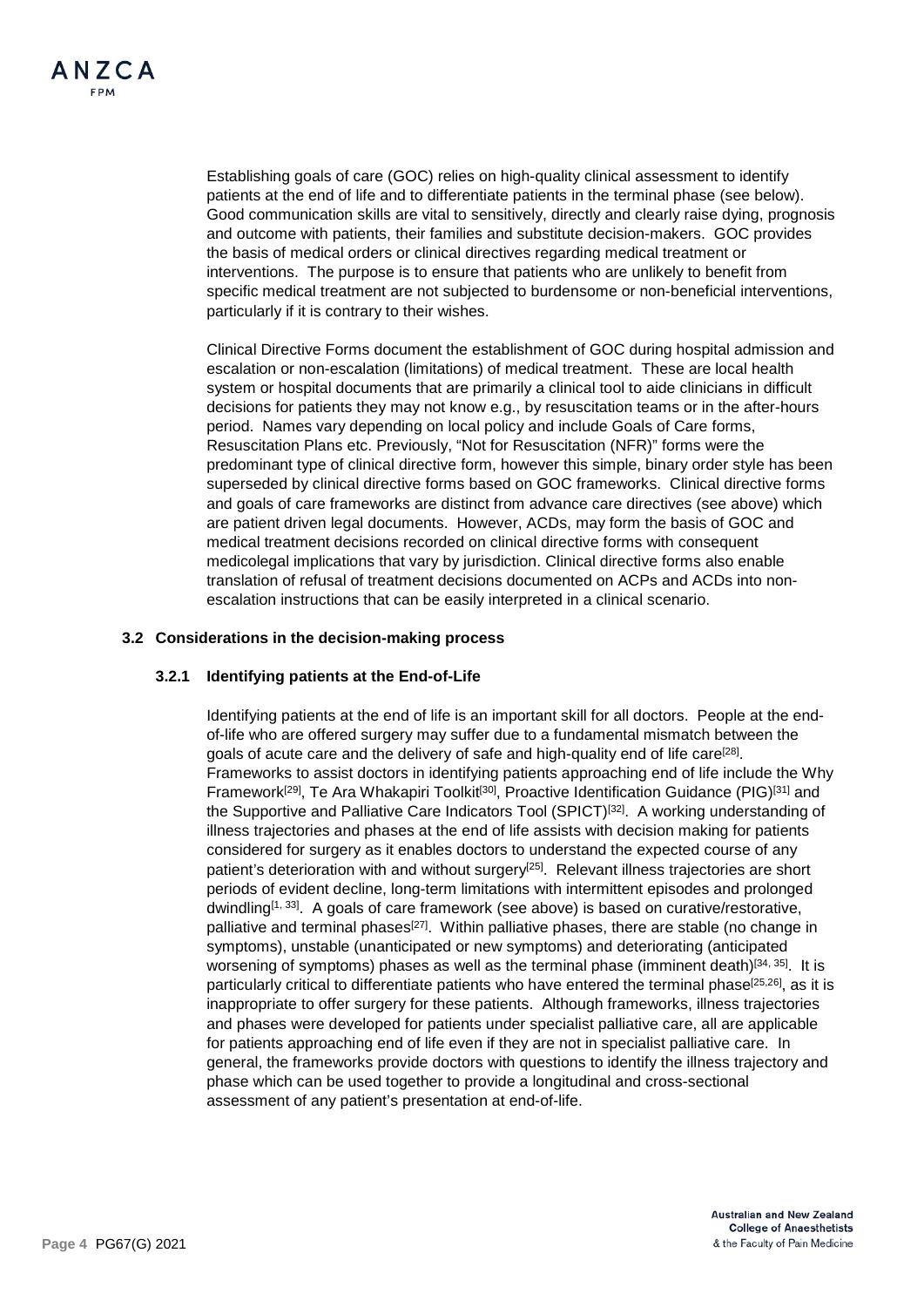Establishing goals of care (GOC) relies on high-quality clinical assessment to identify patients at the end of life and to differentiate patients in the terminal phase (see below). Good communication skills are vital to sensitively, directly and clearly raise dying, prognosis and outcome with patients, their families and substitute decision-makers. GOC provides the basis of medical orders or clinical directives regarding medical treatment or interventions. The purpose is to ensure that patients who are unlikely to benefit from specific medical treatment are not subjected to burdensome or non-beneficial interventions, particularly if it is contrary to their wishes.

Clinical Directive Forms document the establishment of GOC during hospital admission and escalation or non-escalation (limitations) of medical treatment. These are local health system or hospital documents that are primarily a clinical tool to aide clinicians in difficult decisions for patients they may not know e.g., by resuscitation teams or in the after-hours period. Names vary depending on local policy and include Goals of Care forms, Resuscitation Plans etc. Previously, "Not for Resuscitation (NFR)" forms were the predominant type of clinical directive form, however this simple, binary order style has been superseded by clinical directive forms based on GOC frameworks. Clinical directive forms and goals of care frameworks are distinct from advance care directives (see above) which are patient driven legal documents. However, ACDs, may form the basis of GOC and medical treatment decisions recorded on clinical directive forms with consequent medicolegal implications that vary by jurisdiction. Clinical directive forms also enable translation of refusal of treatment decisions documented on ACPs and ACDs into non-escalation instructions that can be easily interpreted in a clinical scenario.

### 3.2 Considerations in the decision-making process

#### 3.2.1 Identifying patients at the End-of-Life

Identifying patients at the end of life is an important skill for all doctors. People at the end-of-life who are offered surgery may suffer due to a fundamental mismatch between the goals of acute care and the delivery of safe and high-quality end of life care[28]. Frameworks to assist doctors in identifying patients approaching end of life include the Why Framework[29], Te Ara Whakapiri Toolkit[30], Proactive Identification Guidance (PIG)[31] and the Supportive and Palliative Care Indicators Tool (SPICT)[32]. A working understanding of illness trajectories and phases at the end of life assists with decision making for patients considered for surgery as it enables doctors to understand the expected course of any patient's deterioration with and without surgery[25]. Relevant illness trajectories are short periods of evident decline, long-term limitations with intermittent episodes and prolonged dwindling[1, 33]. A goals of care framework (see above) is based on curative/restorative, palliative and terminal phases[27]. Within palliative phases, there are stable (no change in symptoms), unstable (unanticipated or new symptoms) and deteriorating (anticipated worsening of symptoms) phases as well as the terminal phase (imminent death)[34, 35]. It is particularly critical to differentiate patients who have entered the terminal phase[25,26], as it is inappropriate to offer surgery for these patients. Although frameworks, illness trajectories and phases were developed for patients under specialist palliative care, all are applicable for patients approaching end of life even if they are not in specialist palliative care. In general, the frameworks provide doctors with questions to identify the illness trajectory and phase which can be used together to provide a longitudinal and cross-sectional assessment of any patient's presentation at end-of-life.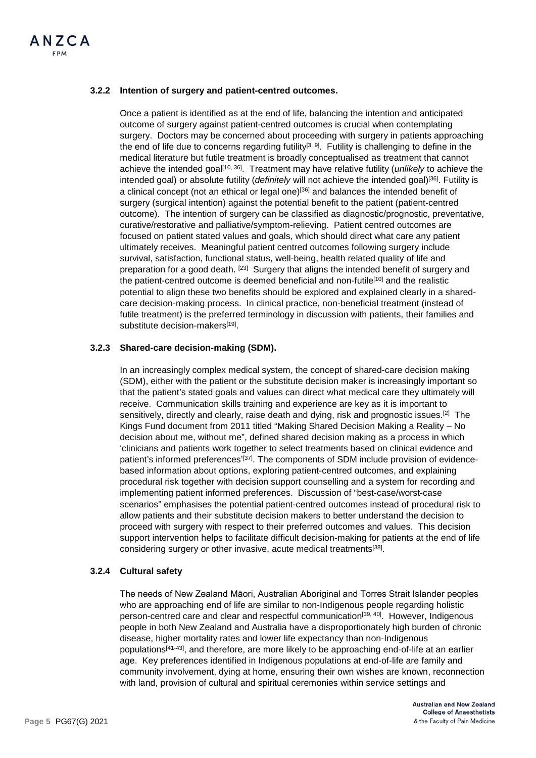### 3.2.2 Intention of surgery and patient-centred outcomes.

Once a patient is identified as at the end of life, balancing the intention and anticipated outcome of surgery against patient-centred outcomes is crucial when contemplating surgery. Doctors may be concerned about proceeding with surgery in patients approaching the end of life due to concerns regarding futility[3, 9]. Futility is challenging to define in the medical literature but futile treatment is broadly conceptualised as treatment that cannot achieve the intended goal[10, 36]. Treatment may have relative futility (*unlikely* to achieve the intended goal) or absolute futility (*definitely* will not achieve the intended goal)[36]. Futility is a clinical concept (not an ethical or legal one)[36] and balances the intended benefit of surgery (surgical intention) against the potential benefit to the patient (patient-centred outcome). The intention of surgery can be classified as diagnostic/prognostic, preventative, curative/restorative and palliative/symptom-relieving. Patient centred outcomes are focused on patient stated values and goals, which should direct what care any patient ultimately receives. Meaningful patient centred outcomes following surgery include survival, satisfaction, functional status, well-being, health related quality of life and preparation for a good death. [23] Surgery that aligns the intended benefit of surgery and the patient-centred outcome is deemed beneficial and non-futile[10] and the realistic potential to align these two benefits should be explored and explained clearly in a shared-care decision-making process. In clinical practice, non-beneficial treatment (instead of futile treatment) is the preferred terminology in discussion with patients, their families and substitute decision-makers[19].

### 3.2.3 Shared-care decision-making (SDM).

In an increasingly complex medical system, the concept of shared-care decision making (SDM), either with the patient or the substitute decision maker is increasingly important so that the patient's stated goals and values can direct what medical care they ultimately will receive. Communication skills training and experience are key as it is important to sensitively, directly and clearly, raise death and dying, risk and prognostic issues.[2] The Kings Fund document from 2011 titled "Making Shared Decision Making a Reality – No decision about me, without me", defined shared decision making as a process in which 'clinicians and patients work together to select treatments based on clinical evidence and patient's informed preferences'[37]. The components of SDM include provision of evidence-based information about options, exploring patient-centred outcomes, and explaining procedural risk together with decision support counselling and a system for recording and implementing patient informed preferences. Discussion of "best-case/worst-case scenarios" emphasises the potential patient-centred outcomes instead of procedural risk to allow patients and their substitute decision makers to better understand the decision to proceed with surgery with respect to their preferred outcomes and values. This decision support intervention helps to facilitate difficult decision-making for patients at the end of life considering surgery or other invasive, acute medical treatments[38].

### 3.2.4 Cultural safety

The needs of New Zealand Māori, Australian Aboriginal and Torres Strait Islander peoples who are approaching end of life are similar to non-Indigenous people regarding holistic person-centred care and clear and respectful communication[39, 40]. However, Indigenous people in both New Zealand and Australia have a disproportionately high burden of chronic disease, higher mortality rates and lower life expectancy than non-Indigenous populations[41-43], and therefore, are more likely to be approaching end-of-life at an earlier age. Key preferences identified in Indigenous populations at end-of-life are family and community involvement, dying at home, ensuring their own wishes are known, reconnection with land, provision of cultural and spiritual ceremonies within service settings and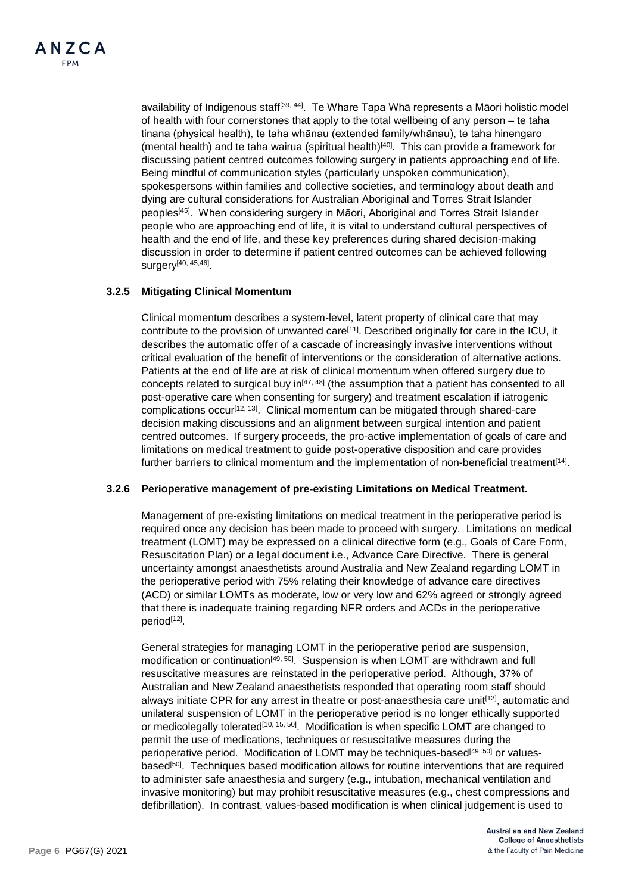availability of Indigenous staff[39, 44]. Te Whare Tapa Whā represents a Māori holistic model of health with four cornerstones that apply to the total wellbeing of any person – te taha tinana (physical health), te taha whānau (extended family/whānau), te taha hinengaro (mental health) and te taha wairua (spiritual health)[40]. This can provide a framework for discussing patient centred outcomes following surgery in patients approaching end of life. Being mindful of communication styles (particularly unspoken communication), spokespersons within families and collective societies, and terminology about death and dying are cultural considerations for Australian Aboriginal and Torres Strait Islander peoples[45]. When considering surgery in Māori, Aboriginal and Torres Strait Islander people who are approaching end of life, it is vital to understand cultural perspectives of health and the end of life, and these key preferences during shared decision-making discussion in order to determine if patient centred outcomes can be achieved following surgery[40, 45,46].

### 3.2.5 Mitigating Clinical Momentum

Clinical momentum describes a system-level, latent property of clinical care that may contribute to the provision of unwanted care[11]. Described originally for care in the ICU, it describes the automatic offer of a cascade of increasingly invasive interventions without critical evaluation of the benefit of interventions or the consideration of alternative actions. Patients at the end of life are at risk of clinical momentum when offered surgery due to concepts related to surgical buy in[47, 48] (the assumption that a patient has consented to all post-operative care when consenting for surgery) and treatment escalation if iatrogenic complications occur[12, 13]. Clinical momentum can be mitigated through shared-care decision making discussions and an alignment between surgical intention and patient centred outcomes. If surgery proceeds, the pro-active implementation of goals of care and limitations on medical treatment to guide post-operative disposition and care provides further barriers to clinical momentum and the implementation of non-beneficial treatment[14].

### 3.2.6 Perioperative management of pre-existing Limitations on Medical Treatment.

Management of pre-existing limitations on medical treatment in the perioperative period is required once any decision has been made to proceed with surgery. Limitations on medical treatment (LOMT) may be expressed on a clinical directive form (e.g., Goals of Care Form, Resuscitation Plan) or a legal document i.e., Advance Care Directive. There is general uncertainty amongst anaesthetists around Australia and New Zealand regarding LOMT in the perioperative period with 75% relating their knowledge of advance care directives (ACD) or similar LOMTs as moderate, low or very low and 62% agreed or strongly agreed that there is inadequate training regarding NFR orders and ACDs in the perioperative period[12].

General strategies for managing LOMT in the perioperative period are suspension, modification or continuation[49, 50]. Suspension is when LOMT are withdrawn and full resuscitative measures are reinstated in the perioperative period. Although, 37% of Australian and New Zealand anaesthetists responded that operating room staff should always initiate CPR for any arrest in theatre or post-anaesthesia care unit[12], automatic and unilateral suspension of LOMT in the perioperative period is no longer ethically supported or medicolegally tolerated[10, 15, 50]. Modification is when specific LOMT are changed to permit the use of medications, techniques or resuscitative measures during the perioperative period. Modification of LOMT may be techniques-based[49, 50] or values-based[50]. Techniques based modification allows for routine interventions that are required to administer safe anaesthesia and surgery (e.g., intubation, mechanical ventilation and invasive monitoring) but may prohibit resuscitative measures (e.g., chest compressions and defibrillation). In contrast, values-based modification is when clinical judgement is used to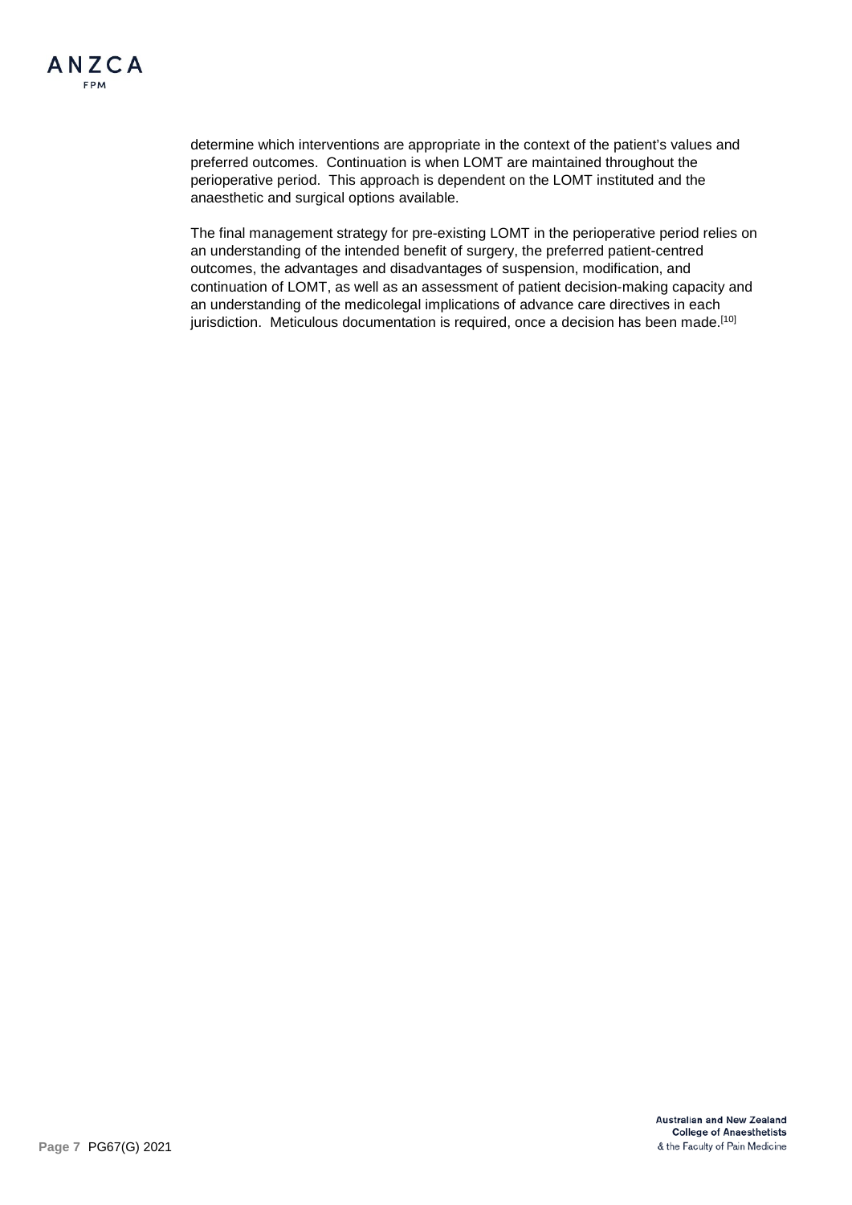determine which interventions are appropriate in the context of the patient's values and preferred outcomes. Continuation is when LOMT are maintained throughout the perioperative period. This approach is dependent on the LOMT instituted and the anaesthetic and surgical options available.

The final management strategy for pre-existing LOMT in the perioperative period relies on an understanding of the intended benefit of surgery, the preferred patient-centred outcomes, the advantages and disadvantages of suspension, modification, and continuation of LOMT, as well as an assessment of patient decision-making capacity and an understanding of the medicolegal implications of advance care directives in each jurisdiction. Meticulous documentation is required, once a decision has been made.[10]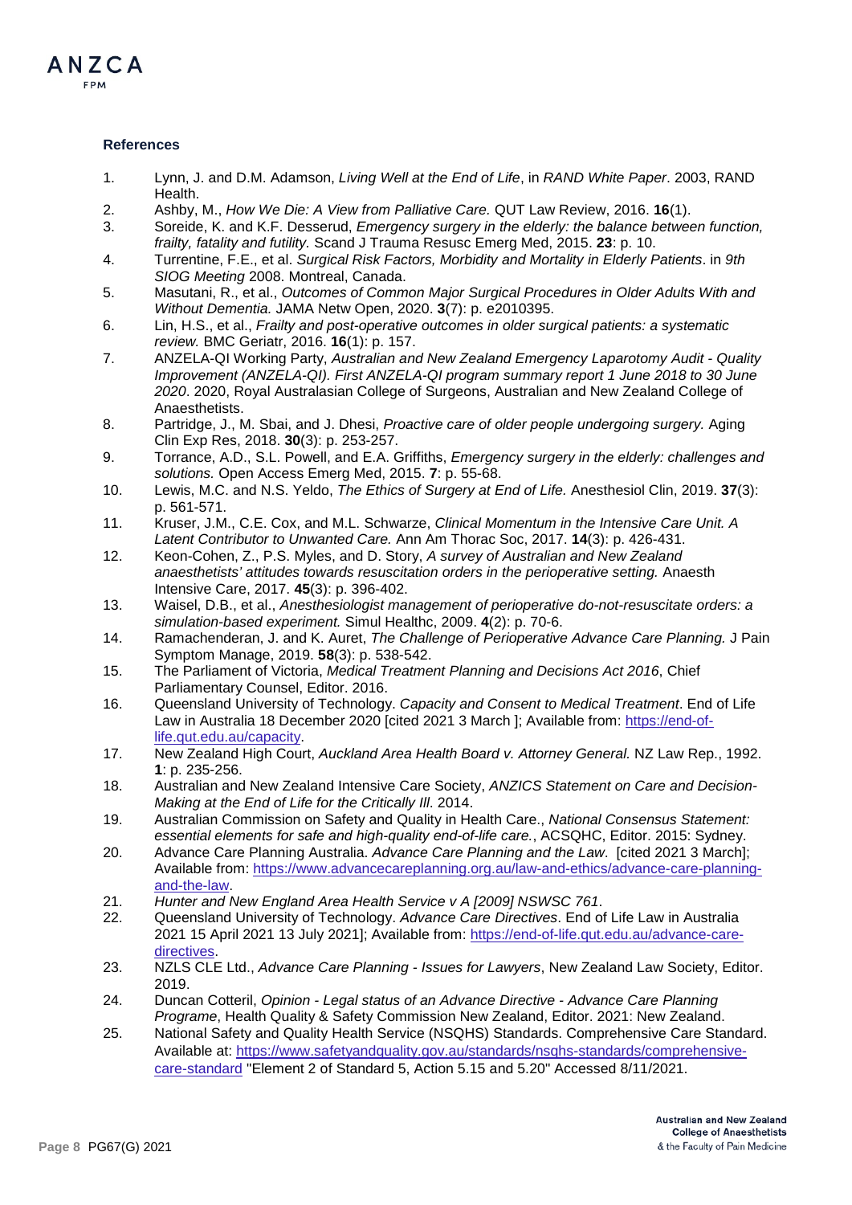**References**

1. Lynn, J. and D.M. Adamson, *Living Well at the End of Life*, in *RAND White Paper*. 2003, RAND Health.
2. Ashby, M., *How We Die: A View from Palliative Care.* QUT Law Review, 2016. **16**(1).
3. Soreide, K. and K.F. Desserud, *Emergency surgery in the elderly: the balance between function, frailty, fatality and futility.* Scand J Trauma Resusc Emerg Med, 2015. **23**: p. 10.
4. Turrentine, F.E., et al. *Surgical Risk Factors, Morbidity and Mortality in Elderly Patients*. in *9th SIOG Meeting* 2008. Montreal, Canada.
5. Masutani, R., et al., *Outcomes of Common Major Surgical Procedures in Older Adults With and Without Dementia.* JAMA Netw Open, 2020. **3**(7): p. e2010395.
6. Lin, H.S., et al., *Frailty and post-operative outcomes in older surgical patients: a systematic review.* BMC Geriatr, 2016. **16**(1): p. 157.
7. ANZELA-QI Working Party, *Australian and New Zealand Emergency Laparotomy Audit - Quality Improvement (ANZELA-QI). First ANZELA-QI program summary report 1 June 2018 to 30 June 2020*. 2020, Royal Australasian College of Surgeons, Australian and New Zealand College of Anaesthetists.
8. Partridge, J., M. Sbai, and J. Dhesi, *Proactive care of older people undergoing surgery.* Aging Clin Exp Res, 2018. **30**(3): p. 253-257.
9. Torrance, A.D., S.L. Powell, and E.A. Griffiths, *Emergency surgery in the elderly: challenges and solutions.* Open Access Emerg Med, 2015. **7**: p. 55-68.
10. Lewis, M.C. and N.S. Yeldo, *The Ethics of Surgery at End of Life.* Anesthesiol Clin, 2019. **37**(3): p. 561-571.
11. Kruser, J.M., C.E. Cox, and M.L. Schwarze, *Clinical Momentum in the Intensive Care Unit. A Latent Contributor to Unwanted Care.* Ann Am Thorac Soc, 2017. **14**(3): p. 426-431.
12. Keon-Cohen, Z., P.S. Myles, and D. Story, *A survey of Australian and New Zealand anaesthetists' attitudes towards resuscitation orders in the perioperative setting.* Anaesth Intensive Care, 2017. **45**(3): p. 396-402.
13. Waisel, D.B., et al., *Anesthesiologist management of perioperative do-not-resuscitate orders: a simulation-based experiment.* Simul Healthc, 2009. **4**(2): p. 70-6.
14. Ramachenderan, J. and K. Auret, *The Challenge of Perioperative Advance Care Planning.* J Pain Symptom Manage, 2019. **58**(3): p. 538-542.
15. The Parliament of Victoria, *Medical Treatment Planning and Decisions Act 2016*, Chief Parliamentary Counsel, Editor. 2016.
16. Queensland University of Technology. *Capacity and Consent to Medical Treatment*. End of Life Law in Australia 18 December 2020 [cited 2021 3 March ]; Available from: https://end-of-life.qut.edu.au/capacity.
17. New Zealand High Court, *Auckland Area Health Board v. Attorney General.* NZ Law Rep., 1992. **1**: p. 235-256.
18. Australian and New Zealand Intensive Care Society, *ANZICS Statement on Care and Decision-Making at the End of Life for the Critically Ill*. 2014.
19. Australian Commission on Safety and Quality in Health Care., *National Consensus Statement: essential elements for safe and high-quality end-of-life care.*, ACSQHC, Editor. 2015: Sydney.
20. Advance Care Planning Australia. *Advance Care Planning and the Law*. [cited 2021 3 March]; Available from: https://www.advancecareplanning.org.au/law-and-ethics/advance-care-planning-and-the-law.
21. *Hunter and New England Area Health Service v A [2009] NSWSC 761*.
22. Queensland University of Technology. *Advance Care Directives*. End of Life Law in Australia 2021 15 April 2021 13 July 2021]; Available from: https://end-of-life.qut.edu.au/advance-care-directives.
23. NZLS CLE Ltd., *Advance Care Planning - Issues for Lawyers*, New Zealand Law Society, Editor. 2019.
24. Duncan Cotteril, *Opinion - Legal status of an Advance Directive - Advance Care Planning Programe*, Health Quality & Safety Commission New Zealand, Editor. 2021: New Zealand.
25. National Safety and Quality Health Service (NSQHS) Standards. Comprehensive Care Standard. Available at: https://www.safetyandquality.gov.au/standards/nsqhs-standards/comprehensive-care-standard "Element 2 of Standard 5, Action 5.15 and 5.20" Accessed 8/11/2021.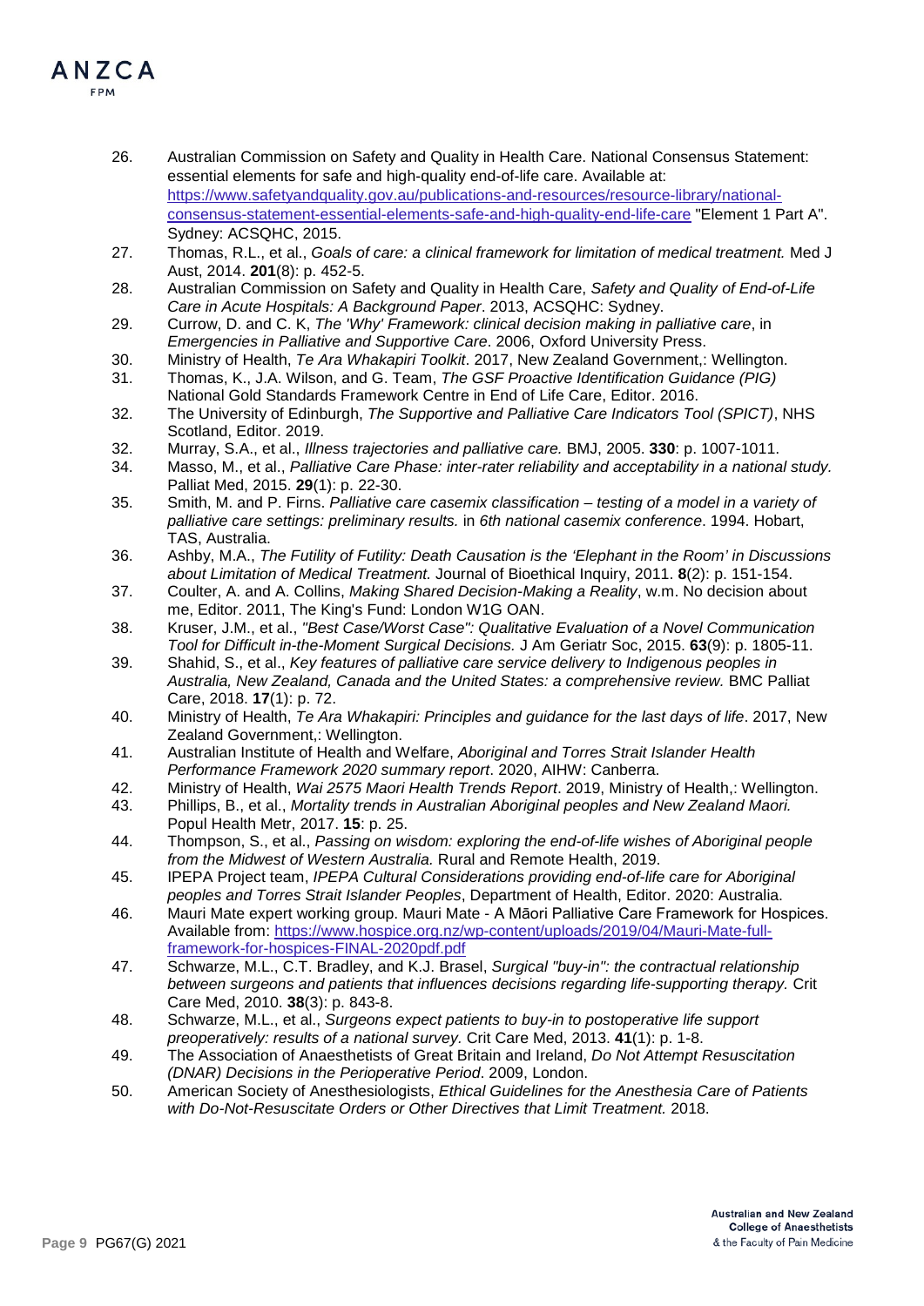26. Australian Commission on Safety and Quality in Health Care. National Consensus Statement: essential elements for safe and high-quality end-of-life care. Available at: [https://www.safetyandquality.gov.au/publications-and-resources/resource-library/national-consensus-statement-essential-elements-safe-and-high-quality-end-life-care](https://www.safetyandquality.gov.au/publications-and-resources/resource-library/national-consensus-statement-essential-elements-safe-and-high-quality-end-life-care) "Element 1 Part A". Sydney: ACSQHC, 2015.
27. Thomas, R.L., et al., *Goals of care: a clinical framework for limitation of medical treatment.* Med J Aust, 2014. **201**(8): p. 452-5.
28. Australian Commission on Safety and Quality in Health Care, *Safety and Quality of End-of-Life Care in Acute Hospitals: A Background Paper*. 2013, ACSQHC: Sydney.
29. Currow, D. and C. K, *The 'Why' Framework: clinical decision making in palliative care*, in *Emergencies in Palliative and Supportive Care*. 2006, Oxford University Press.
30. Ministry of Health, *Te Ara Whakapiri Toolkit*. 2017, New Zealand Government,: Wellington.
31. Thomas, K., J.A. Wilson, and G. Team, *The GSF Proactive Identification Guidance (PIG)* National Gold Standards Framework Centre in End of Life Care, Editor. 2016.
32. The University of Edinburgh, *The Supportive and Palliative Care Indicators Tool (SPICT)*, NHS Scotland, Editor. 2019.
32. Murray, S.A., et al., *Illness trajectories and palliative care.* BMJ, 2005. **330**: p. 1007-1011.
34. Masso, M., et al., *Palliative Care Phase: inter-rater reliability and acceptability in a national study.* Palliat Med, 2015. **29**(1): p. 22-30.
35. Smith, M. and P. Firns. *Palliative care casemix classification – testing of a model in a variety of palliative care settings: preliminary results.* in *6th national casemix conference*. 1994. Hobart, TAS, Australia.
36. Ashby, M.A., *The Futility of Futility: Death Causation is the 'Elephant in the Room' in Discussions about Limitation of Medical Treatment.* Journal of Bioethical Inquiry, 2011. **8**(2): p. 151-154.
37. Coulter, A. and A. Collins, *Making Shared Decision-Making a Reality*, w.m. No decision about me, Editor. 2011, The King's Fund: London W1G OAN.
38. Kruser, J.M., et al., *"Best Case/Worst Case": Qualitative Evaluation of a Novel Communication Tool for Difficult in-the-Moment Surgical Decisions.* J Am Geriatr Soc, 2015. **63**(9): p. 1805-11.
39. Shahid, S., et al., *Key features of palliative care service delivery to Indigenous peoples in Australia, New Zealand, Canada and the United States: a comprehensive review.* BMC Palliat Care, 2018. **17**(1): p. 72.
40. Ministry of Health, *Te Ara Whakapiri: Principles and guidance for the last days of life*. 2017, New Zealand Government,: Wellington.
41. Australian Institute of Health and Welfare, *Aboriginal and Torres Strait Islander Health Performance Framework 2020 summary report*. 2020, AIHW: Canberra.
42. Ministry of Health, *Wai 2575 Maori Health Trends Report*. 2019, Ministry of Health,: Wellington.
43. Phillips, B., et al., *Mortality trends in Australian Aboriginal peoples and New Zealand Maori.* Popul Health Metr, 2017. **15**: p. 25.
44. Thompson, S., et al., *Passing on wisdom: exploring the end-of-life wishes of Aboriginal people from the Midwest of Western Australia.* Rural and Remote Health, 2019.
45. IPEPA Project team, *IPEPA Cultural Considerations providing end-of-life care for Aboriginal peoples and Torres Strait Islander Peoples*, Department of Health, Editor. 2020: Australia.
46. Mauri Mate expert working group. Mauri Mate - A Māori Palliative Care Framework for Hospices. Available from: [https://www.hospice.org.nz/wp-content/uploads/2019/04/Mauri-Mate-full-framework-for-hospices-FINAL-2020pdf.pdf](https://www.hospice.org.nz/wp-content/uploads/2019/04/Mauri-Mate-full-framework-for-hospices-FINAL-2020pdf.pdf)
47. Schwarze, M.L., C.T. Bradley, and K.J. Brasel, *Surgical "buy-in": the contractual relationship between surgeons and patients that influences decisions regarding life-supporting therapy.* Crit Care Med, 2010. **38**(3): p. 843-8.
48. Schwarze, M.L., et al., *Surgeons expect patients to buy-in to postoperative life support preoperatively: results of a national survey.* Crit Care Med, 2013. **41**(1): p. 1-8.
49. The Association of Anaesthetists of Great Britain and Ireland, *Do Not Attempt Resuscitation (DNAR) Decisions in the Perioperative Period*. 2009, London.
50. American Society of Anesthesiologists, *Ethical Guidelines for the Anesthesia Care of Patients with Do-Not-Resuscitate Orders or Other Directives that Limit Treatment.* 2018.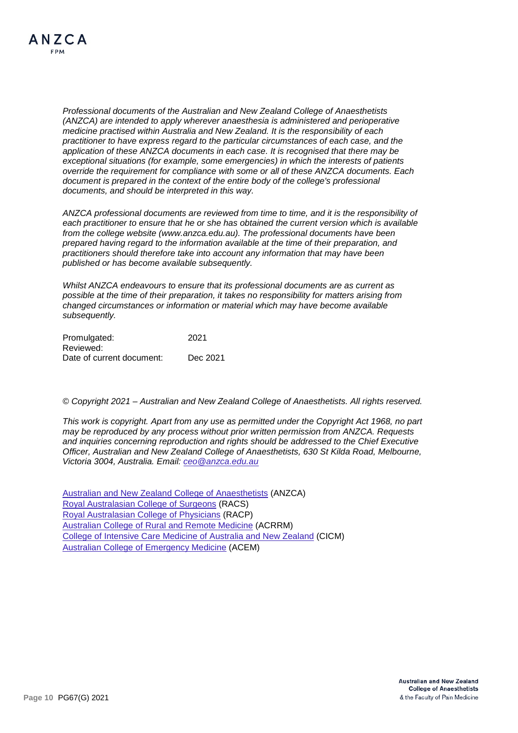*Professional documents of the Australian and New Zealand College of Anaesthetists (ANZCA) are intended to apply wherever anaesthesia is administered and perioperative medicine practised within Australia and New Zealand. It is the responsibility of each practitioner to have express regard to the particular circumstances of each case, and the application of these ANZCA documents in each case. It is recognised that there may be exceptional situations (for example, some emergencies) in which the interests of patients override the requirement for compliance with some or all of these ANZCA documents. Each document is prepared in the context of the entire body of the college's professional documents, and should be interpreted in this way.*

*ANZCA professional documents are reviewed from time to time, and it is the responsibility of each practitioner to ensure that he or she has obtained the current version which is available from the college website (www.anzca.edu.au). The professional documents have been prepared having regard to the information available at the time of their preparation, and practitioners should therefore take into account any information that may have been published or has become available subsequently.*

*Whilst ANZCA endeavours to ensure that its professional documents are as current as possible at the time of their preparation, it takes no responsibility for matters arising from changed circumstances or information or material which may have become available subsequently.*

| | |
|---|---|
| Promulgated: | 2021 |
| Reviewed: | |
| Date of current document: | Dec 2021 |

*© Copyright 2021 – Australian and New Zealand College of Anaesthetists. All rights reserved.*

*This work is copyright. Apart from any use as permitted under the Copyright Act 1968, no part may be reproduced by any process without prior written permission from ANZCA. Requests and inquiries concerning reproduction and rights should be addressed to the Chief Executive Officer, Australian and New Zealand College of Anaesthetists, 630 St Kilda Road, Melbourne, Victoria 3004, Australia. Email: ceo@anzca.edu.au*

Australian and New Zealand College of Anaesthetists (ANZCA)
Royal Australasian College of Surgeons (RACS)
Royal Australasian College of Physicians (RACP)
Australian College of Rural and Remote Medicine (ACRRM)
College of Intensive Care Medicine of Australia and New Zealand (CICM)
Australian College of Emergency Medicine (ACEM)